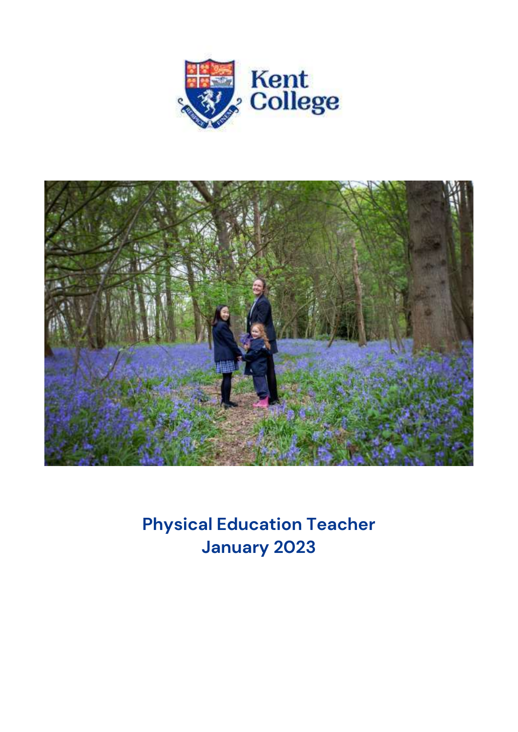Kent College

# Physical Education Teacher
# January 2023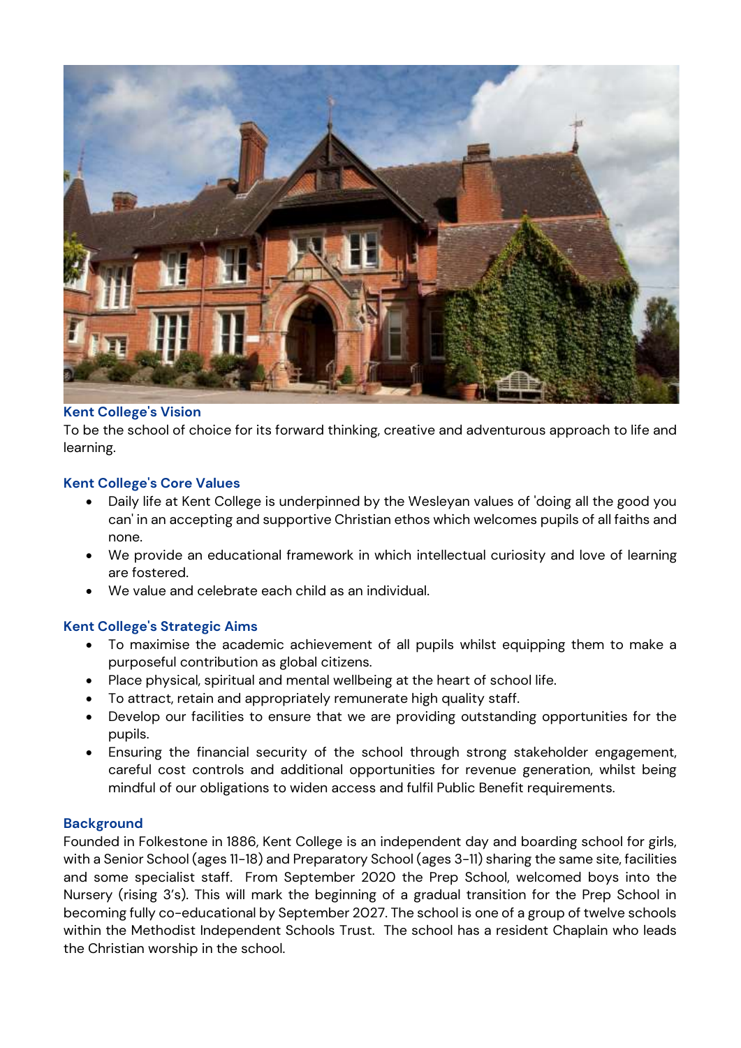### Kent College's Vision

To be the school of choice for its forward thinking, creative and adventurous approach to life and learning.

### Kent College's Core Values

- Daily life at Kent College is underpinned by the Wesleyan values of 'doing all the good you can' in an accepting and supportive Christian ethos which welcomes pupils of all faiths and none.
- We provide an educational framework in which intellectual curiosity and love of learning are fostered.
- We value and celebrate each child as an individual.

### Kent College's Strategic Aims

- To maximise the academic achievement of all pupils whilst equipping them to make a purposeful contribution as global citizens.
- Place physical, spiritual and mental wellbeing at the heart of school life.
- To attract, retain and appropriately remunerate high quality staff.
- Develop our facilities to ensure that we are providing outstanding opportunities for the pupils.
- Ensuring the financial security of the school through strong stakeholder engagement, careful cost controls and additional opportunities for revenue generation, whilst being mindful of our obligations to widen access and fulfil Public Benefit requirements.

### Background

Founded in Folkestone in 1886, Kent College is an independent day and boarding school for girls, with a Senior School (ages 11-18) and Preparatory School (ages 3-11) sharing the same site, facilities and some specialist staff. From September 2020 the Prep School, welcomed boys into the Nursery (rising 3's). This will mark the beginning of a gradual transition for the Prep School in becoming fully co-educational by September 2027. The school is one of a group of twelve schools within the Methodist Independent Schools Trust. The school has a resident Chaplain who leads the Christian worship in the school.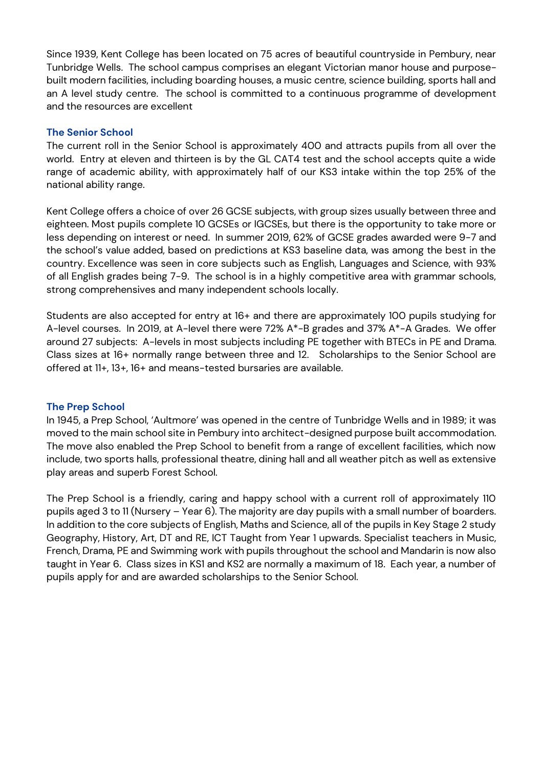Since 1939, Kent College has been located on 75 acres of beautiful countryside in Pembury, near Tunbridge Wells. The school campus comprises an elegant Victorian manor house and purpose-built modern facilities, including boarding houses, a music centre, science building, sports hall and an A level study centre. The school is committed to a continuous programme of development and the resources are excellent

## The Senior School

The current roll in the Senior School is approximately 400 and attracts pupils from all over the world. Entry at eleven and thirteen is by the GL CAT4 test and the school accepts quite a wide range of academic ability, with approximately half of our KS3 intake within the top 25% of the national ability range.

Kent College offers a choice of over 26 GCSE subjects, with group sizes usually between three and eighteen. Most pupils complete 10 GCSEs or IGCSEs, but there is the opportunity to take more or less depending on interest or need. In summer 2019, 62% of GCSE grades awarded were 9-7 and the school's value added, based on predictions at KS3 baseline data, was among the best in the country. Excellence was seen in core subjects such as English, Languages and Science, with 93% of all English grades being 7-9. The school is in a highly competitive area with grammar schools, strong comprehensives and many independent schools locally.

Students are also accepted for entry at 16+ and there are approximately 100 pupils studying for A-level courses. In 2019, at A-level there were 72% A*-B grades and 37% A*-A Grades. We offer around 27 subjects: A-levels in most subjects including PE together with BTECs in PE and Drama. Class sizes at 16+ normally range between three and 12. Scholarships to the Senior School are offered at 11+, 13+, 16+ and means-tested bursaries are available.

## The Prep School

In 1945, a Prep School, 'Aultmore' was opened in the centre of Tunbridge Wells and in 1989; it was moved to the main school site in Pembury into architect-designed purpose built accommodation. The move also enabled the Prep School to benefit from a range of excellent facilities, which now include, two sports halls, professional theatre, dining hall and all weather pitch as well as extensive play areas and superb Forest School.

The Prep School is a friendly, caring and happy school with a current roll of approximately 110 pupils aged 3 to 11 (Nursery – Year 6). The majority are day pupils with a small number of boarders. In addition to the core subjects of English, Maths and Science, all of the pupils in Key Stage 2 study Geography, History, Art, DT and RE, ICT Taught from Year 1 upwards. Specialist teachers in Music, French, Drama, PE and Swimming work with pupils throughout the school and Mandarin is now also taught in Year 6. Class sizes in KS1 and KS2 are normally a maximum of 18. Each year, a number of pupils apply for and are awarded scholarships to the Senior School.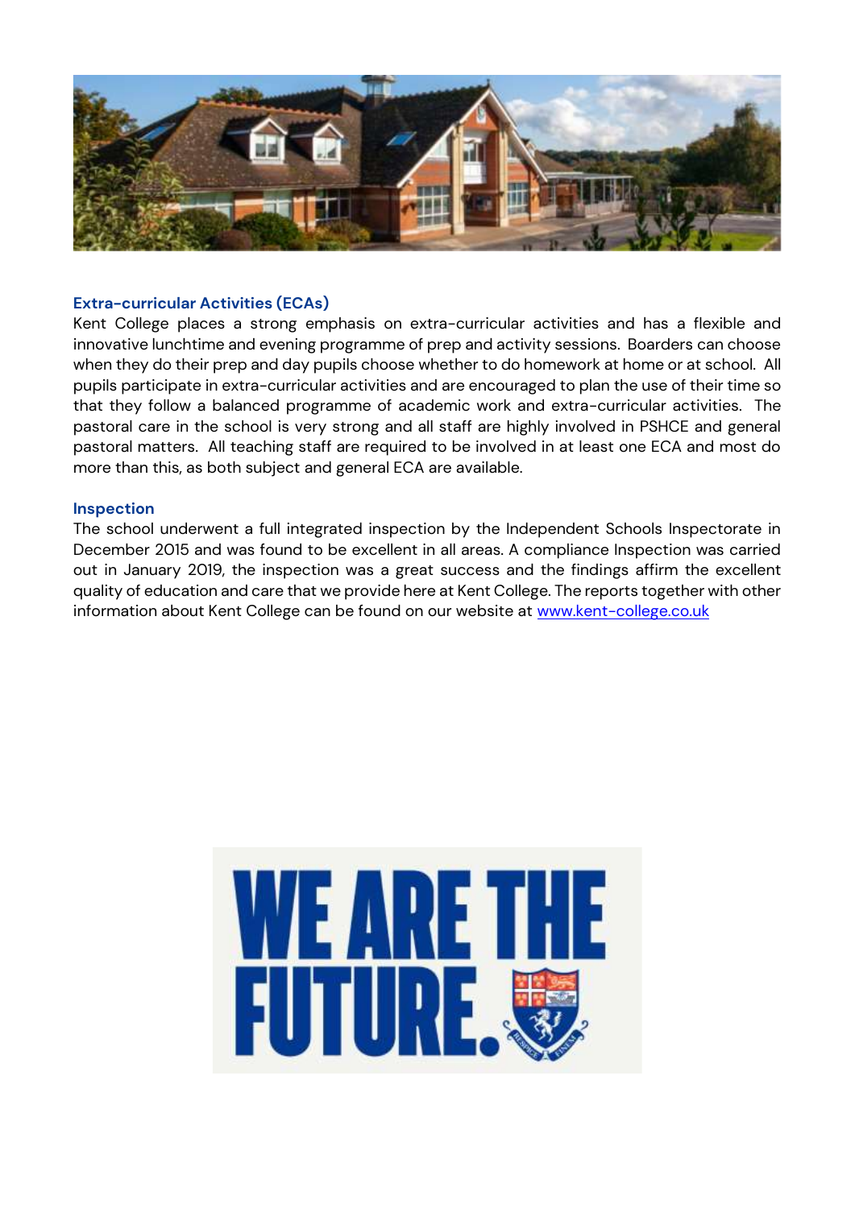## Extra-curricular Activities (ECAs)

Kent College places a strong emphasis on extra-curricular activities and has a flexible and innovative lunchtime and evening programme of prep and activity sessions. Boarders can choose when they do their prep and day pupils choose whether to do homework at home or at school. All pupils participate in extra-curricular activities and are encouraged to plan the use of their time so that they follow a balanced programme of academic work and extra-curricular activities. The pastoral care in the school is very strong and all staff are highly involved in PSHCE and general pastoral matters. All teaching staff are required to be involved in at least one ECA and most do more than this, as both subject and general ECA are available.

## Inspection

The school underwent a full integrated inspection by the Independent Schools Inspectorate in December 2015 and was found to be excellent in all areas. A compliance Inspection was carried out in January 2019, the inspection was a great success and the findings affirm the excellent quality of education and care that we provide here at Kent College. The reports together with other information about Kent College can be found on our website at [www.kent-college.co.uk](http://www.kent-college.co.uk)

WE ARE THE FUTURE.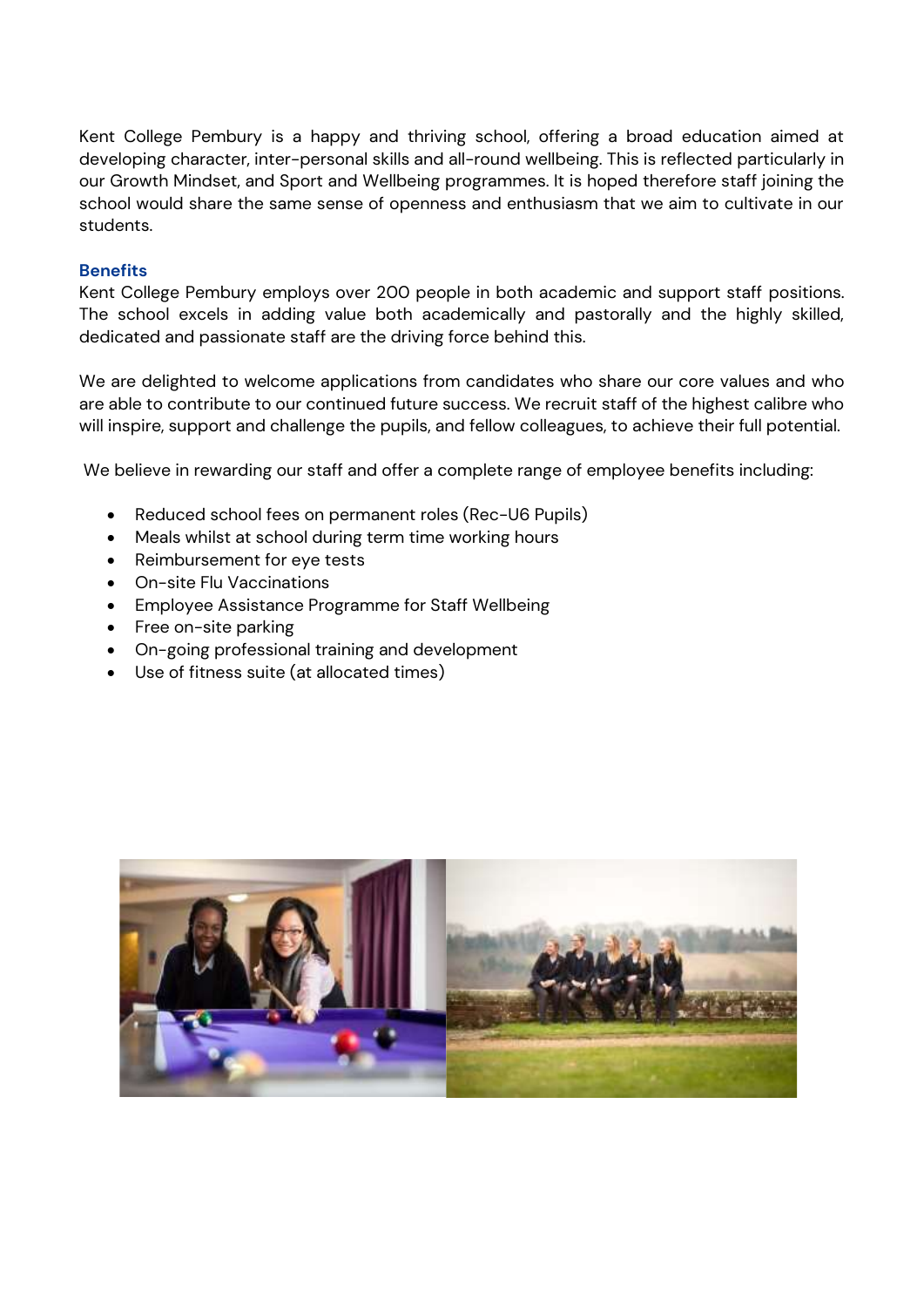Kent College Pembury is a happy and thriving school, offering a broad education aimed at developing character, inter-personal skills and all-round wellbeing. This is reflected particularly in our Growth Mindset, and Sport and Wellbeing programmes. It is hoped therefore staff joining the school would share the same sense of openness and enthusiasm that we aim to cultivate in our students.

### Benefits

Kent College Pembury employs over 200 people in both academic and support staff positions. The school excels in adding value both academically and pastorally and the highly skilled, dedicated and passionate staff are the driving force behind this.

We are delighted to welcome applications from candidates who share our core values and who are able to contribute to our continued future success. We recruit staff of the highest calibre who will inspire, support and challenge the pupils, and fellow colleagues, to achieve their full potential.

We believe in rewarding our staff and offer a complete range of employee benefits including:

- Reduced school fees on permanent roles (Rec-U6 Pupils)
- Meals whilst at school during term time working hours
- Reimbursement for eye tests
- On-site Flu Vaccinations
- Employee Assistance Programme for Staff Wellbeing
- Free on-site parking
- On-going professional training and development
- Use of fitness suite (at allocated times)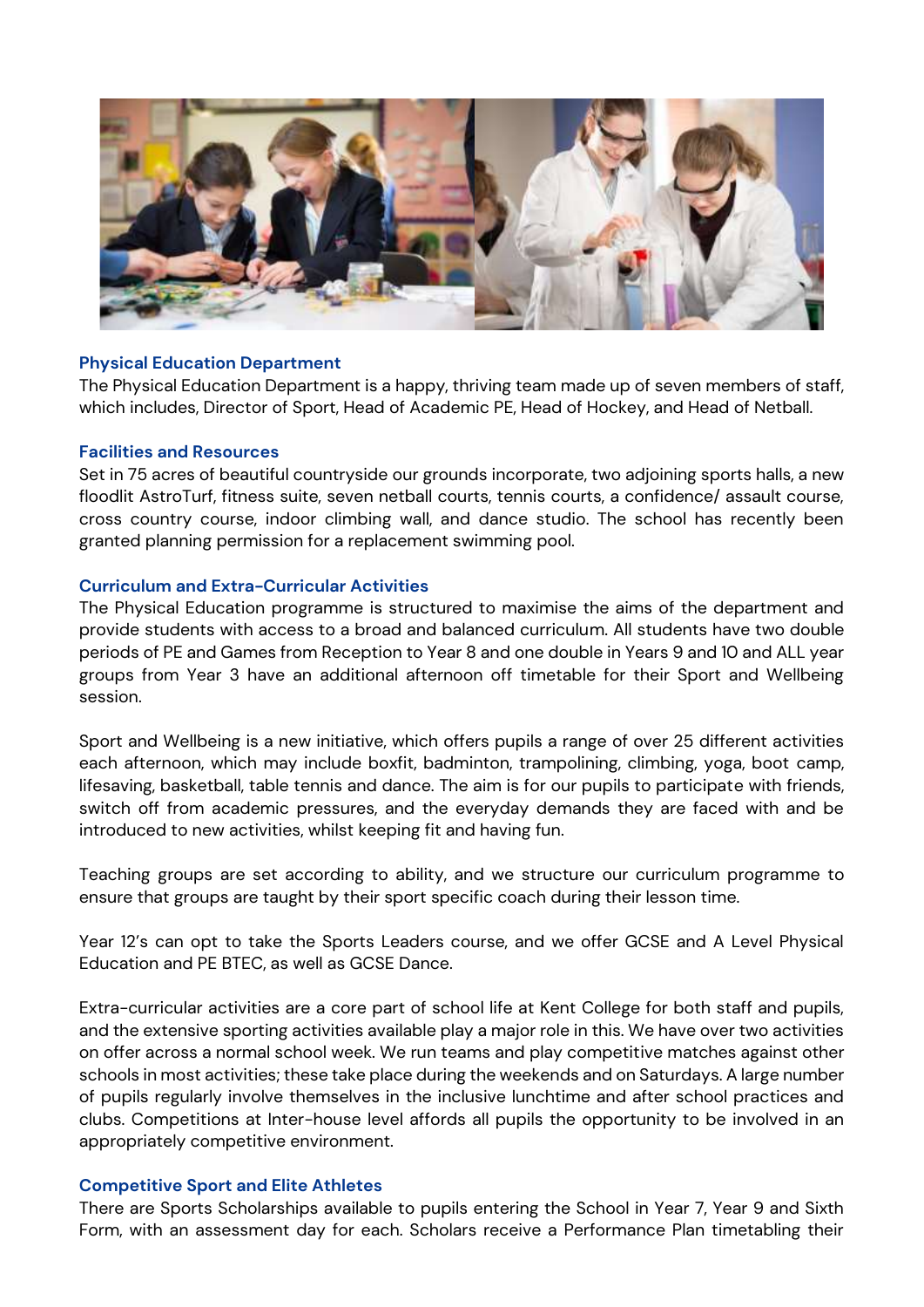### Physical Education Department

The Physical Education Department is a happy, thriving team made up of seven members of staff, which includes, Director of Sport, Head of Academic PE, Head of Hockey, and Head of Netball.

### Facilities and Resources

Set in 75 acres of beautiful countryside our grounds incorporate, two adjoining sports halls, a new floodlit AstroTurf, fitness suite, seven netball courts, tennis courts, a confidence/ assault course, cross country course, indoor climbing wall, and dance studio. The school has recently been granted planning permission for a replacement swimming pool.

### Curriculum and Extra-Curricular Activities

The Physical Education programme is structured to maximise the aims of the department and provide students with access to a broad and balanced curriculum. All students have two double periods of PE and Games from Reception to Year 8 and one double in Years 9 and 10 and ALL year groups from Year 3 have an additional afternoon off timetable for their Sport and Wellbeing session.

Sport and Wellbeing is a new initiative, which offers pupils a range of over 25 different activities each afternoon, which may include boxfit, badminton, trampolining, climbing, yoga, boot camp, lifesaving, basketball, table tennis and dance. The aim is for our pupils to participate with friends, switch off from academic pressures, and the everyday demands they are faced with and be introduced to new activities, whilst keeping fit and having fun.

Teaching groups are set according to ability, and we structure our curriculum programme to ensure that groups are taught by their sport specific coach during their lesson time.

Year 12's can opt to take the Sports Leaders course, and we offer GCSE and A Level Physical Education and PE BTEC, as well as GCSE Dance.

Extra-curricular activities are a core part of school life at Kent College for both staff and pupils, and the extensive sporting activities available play a major role in this. We have over two activities on offer across a normal school week. We run teams and play competitive matches against other schools in most activities; these take place during the weekends and on Saturdays. A large number of pupils regularly involve themselves in the inclusive lunchtime and after school practices and clubs. Competitions at Inter-house level affords all pupils the opportunity to be involved in an appropriately competitive environment.

### Competitive Sport and Elite Athletes

There are Sports Scholarships available to pupils entering the School in Year 7, Year 9 and Sixth Form, with an assessment day for each. Scholars receive a Performance Plan timetabling their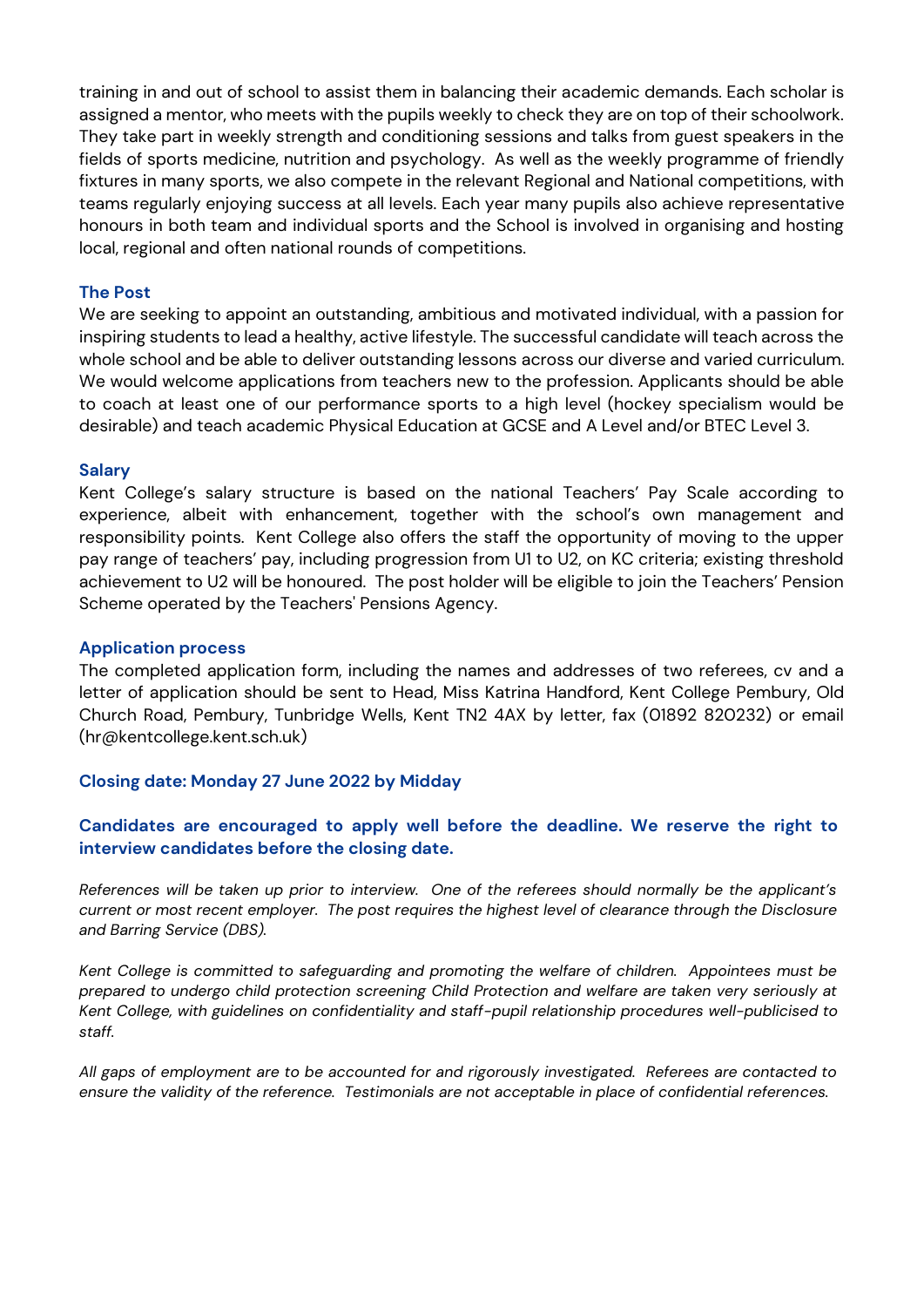training in and out of school to assist them in balancing their academic demands. Each scholar is assigned a mentor, who meets with the pupils weekly to check they are on top of their schoolwork. They take part in weekly strength and conditioning sessions and talks from guest speakers in the fields of sports medicine, nutrition and psychology. As well as the weekly programme of friendly fixtures in many sports, we also compete in the relevant Regional and National competitions, with teams regularly enjoying success at all levels. Each year many pupils also achieve representative honours in both team and individual sports and the School is involved in organising and hosting local, regional and often national rounds of competitions.

### The Post

We are seeking to appoint an outstanding, ambitious and motivated individual, with a passion for inspiring students to lead a healthy, active lifestyle. The successful candidate will teach across the whole school and be able to deliver outstanding lessons across our diverse and varied curriculum. We would welcome applications from teachers new to the profession. Applicants should be able to coach at least one of our performance sports to a high level (hockey specialism would be desirable) and teach academic Physical Education at GCSE and A Level and/or BTEC Level 3.

### Salary

Kent College's salary structure is based on the national Teachers' Pay Scale according to experience, albeit with enhancement, together with the school's own management and responsibility points. Kent College also offers the staff the opportunity of moving to the upper pay range of teachers' pay, including progression from U1 to U2, on KC criteria; existing threshold achievement to U2 will be honoured. The post holder will be eligible to join the Teachers' Pension Scheme operated by the Teachers' Pensions Agency.

### Application process

The completed application form, including the names and addresses of two referees, cv and a letter of application should be sent to Head, Miss Katrina Handford, Kent College Pembury, Old Church Road, Pembury, Tunbridge Wells, Kent TN2 4AX by letter, fax (01892 820232) or email (hr@kentcollege.kent.sch.uk)

**Closing date: Monday 27 June 2022 by Midday**

**Candidates are encouraged to apply well before the deadline. We reserve the right to interview candidates before the closing date.**

*References will be taken up prior to interview. One of the referees should normally be the applicant's current or most recent employer. The post requires the highest level of clearance through the Disclosure and Barring Service (DBS).*

*Kent College is committed to safeguarding and promoting the welfare of children. Appointees must be prepared to undergo child protection screening Child Protection and welfare are taken very seriously at Kent College, with guidelines on confidentiality and staff-pupil relationship procedures well-publicised to staff.*

*All gaps of employment are to be accounted for and rigorously investigated. Referees are contacted to ensure the validity of the reference. Testimonials are not acceptable in place of confidential references.*